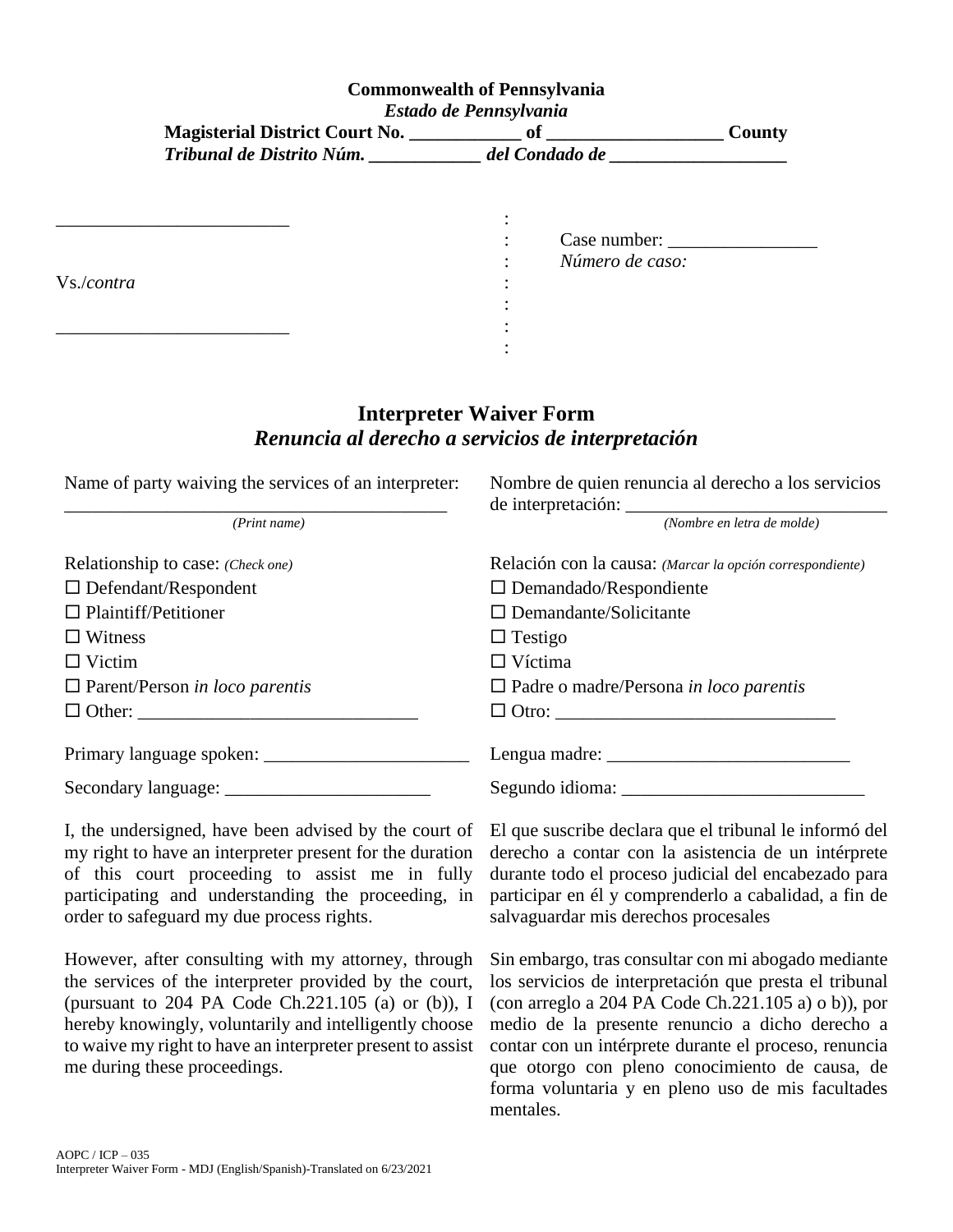**Commonwealth of Pennsylvania**
***Estado de Pennsylvania***
**Magisterial District Court No. ___________ of __________________ County**
***Tribunal de Distrito Núm. ___________ del Condado de __________________***

________________________ :
: Case number: _______________
: *Número de caso:*
Vs./*contra* :
:
________________________ :
:

## Interpreter Waiver Form
## *Renuncia al derecho a servicios de interpretación*

Name of party waiving the services of an interpreter: ________________________________________
*(Print name)*

Nombre de quien renuncia al derecho a los servicios de interpretación: ___________________________
*(Nombre en letra de molde)*

Relationship to case: *(Check one)*
- ☐ Defendant/Respondent
- ☐ Plaintiff/Petitioner
- ☐ Witness
- ☐ Victim
- ☐ Parent/Person *in loco parentis*
- ☐ Other: ____________________________

Relación con la causa: *(Marcar la opción correspondiente)*
- ☐ Demandado/Respondiente
- ☐ Demandante/Solicitante
- ☐ Testigo
- ☐ Víctima
- ☐ Padre o madre/Persona *in loco parentis*
- ☐ Otro: ____________________________

Primary language spoken: ______________________

Secondary language: ______________________

Lengua madre: __________________________

Segundo idioma: __________________________

I, the undersigned, have been advised by the court of my right to have an interpreter present for the duration of this court proceeding to assist me in fully participating and understanding the proceeding, in order to safeguard my due process rights.

However, after consulting with my attorney, through the services of the interpreter provided by the court, (pursuant to 204 PA Code Ch.221.105 (a) or (b)), I hereby knowingly, voluntarily and intelligently choose to waive my right to have an interpreter present to assist me during these proceedings.

El que suscribe declara que el tribunal le informó del derecho a contar con la asistencia de un intérprete durante todo el proceso judicial del encabezado para participar en él y comprenderlo a cabalidad, a fin de salvaguardar mis derechos procesales

Sin embargo, tras consultar con mi abogado mediante los servicios de interpretación que presta el tribunal (con arreglo a 204 PA Code Ch.221.105 a) o b)), por medio de la presente renuncio a dicho derecho a contar con un intérprete durante el proceso, renuncia que otorgo con pleno conocimiento de causa, de forma voluntaria y en pleno uso de mis facultades mentales.

AOPC / ICP – 035
Interpreter Waiver Form - MDJ (English/Spanish)-Translated on 6/23/2021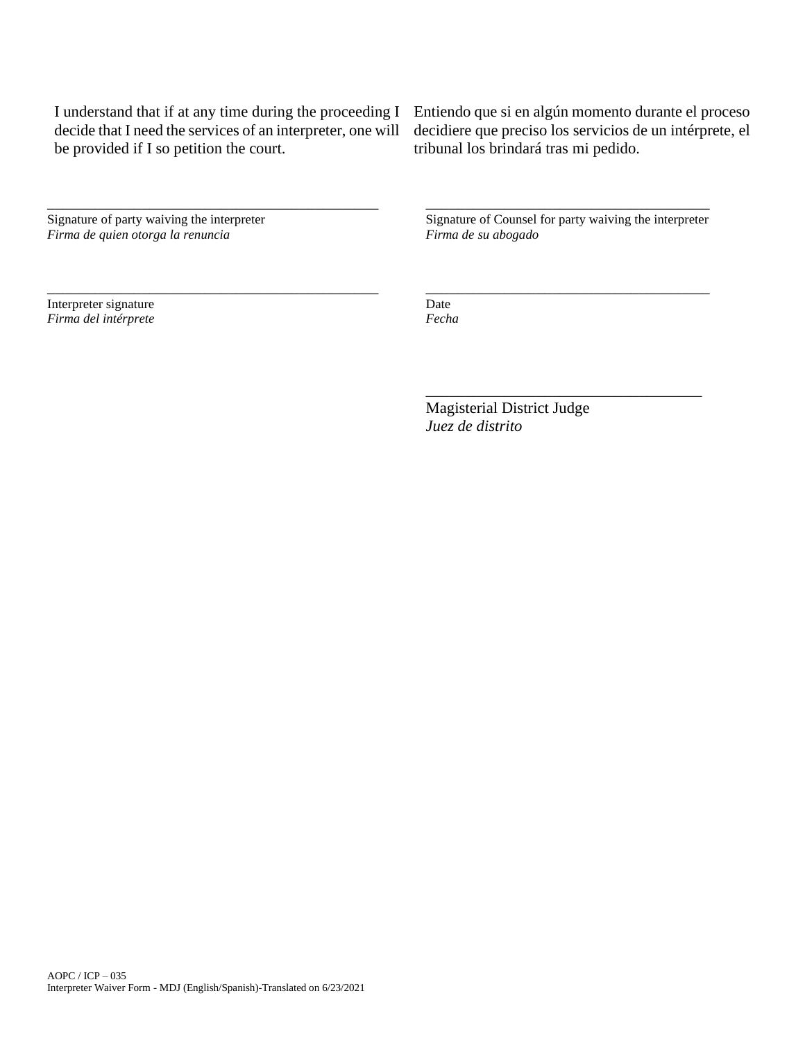I understand that if at any time during the proceeding I decide that I need the services of an interpreter, one will be provided if I so petition the court.

Entiendo que si en algún momento durante el proceso decidiere que preciso los servicios de un intérprete, el tribunal los brindará tras mi pedido.

_______________________________________________
Signature of party waiving the interpreter
*Firma de quien otorga la renuncia*

_______________________________________________
Signature of Counsel for party waiving the interpreter
*Firma de su abogado*

_______________________________________________
Interpreter signature
*Firma del intérprete*

_______________________________________________
Date
*Fecha*

_______________________________________________
Magisterial District Judge
*Juez de distrito*

AOPC / ICP – 035
Interpreter Waiver Form - MDJ (English/Spanish)-Translated on 6/23/2021